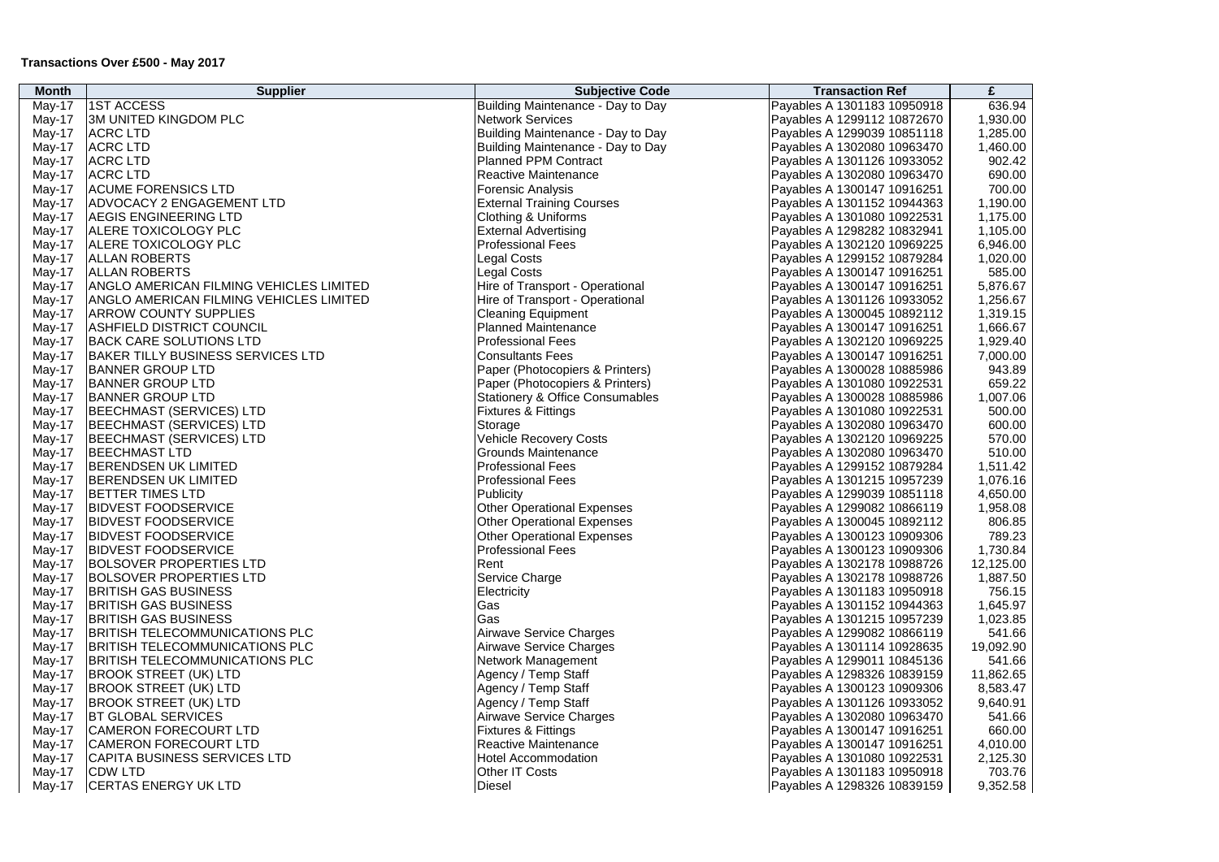**Transactions Over £500 - May 2017**

| Month | Supplier | Subjective Code | Transaction Ref | £ |
|---|---|---|---|---|
| May-17 | 1ST ACCESS | Building Maintenance - Day to Day | Payables A 1301183 10950918 | 636.94 |
| May-17 | 3M UNITED KINGDOM PLC | Network Services | Payables A 1299112 10872670 | 1,930.00 |
| May-17 | ACRC LTD | Building Maintenance - Day to Day | Payables A 1299039 10851118 | 1,285.00 |
| May-17 | ACRC LTD | Building Maintenance - Day to Day | Payables A 1302080 10963470 | 1,460.00 |
| May-17 | ACRC LTD | Planned PPM Contract | Payables A 1301126 10933052 | 902.42 |
| May-17 | ACRC LTD | Reactive Maintenance | Payables A 1302080 10963470 | 690.00 |
| May-17 | ACUME FORENSICS LTD | Forensic Analysis | Payables A 1300147 10916251 | 700.00 |
| May-17 | ADVOCACY 2 ENGAGEMENT LTD | External Training Courses | Payables A 1301152 10944363 | 1,190.00 |
| May-17 | AEGIS ENGINEERING LTD | Clothing & Uniforms | Payables A 1301080 10922531 | 1,175.00 |
| May-17 | ALERE TOXICOLOGY PLC | External Advertising | Payables A 1298282 10832941 | 1,105.00 |
| May-17 | ALERE TOXICOLOGY PLC | Professional Fees | Payables A 1302120 10969225 | 6,946.00 |
| May-17 | ALLAN ROBERTS | Legal Costs | Payables A 1299152 10879284 | 1,020.00 |
| May-17 | ALLAN ROBERTS | Legal Costs | Payables A 1300147 10916251 | 585.00 |
| May-17 | ANGLO AMERICAN FILMING VEHICLES LIMITED | Hire of Transport - Operational | Payables A 1300147 10916251 | 5,876.67 |
| May-17 | ANGLO AMERICAN FILMING VEHICLES LIMITED | Hire of Transport - Operational | Payables A 1301126 10933052 | 1,256.67 |
| May-17 | ARROW COUNTY SUPPLIES | Cleaning Equipment | Payables A 1300045 10892112 | 1,319.15 |
| May-17 | ASHFIELD DISTRICT COUNCIL | Planned Maintenance | Payables A 1300147 10916251 | 1,666.67 |
| May-17 | BACK CARE SOLUTIONS LTD | Professional Fees | Payables A 1302120 10969225 | 1,929.40 |
| May-17 | BAKER TILLY BUSINESS SERVICES LTD | Consultants Fees | Payables A 1300147 10916251 | 7,000.00 |
| May-17 | BANNER GROUP LTD | Paper (Photocopiers & Printers) | Payables A 1300028 10885986 | 943.89 |
| May-17 | BANNER GROUP LTD | Paper (Photocopiers & Printers) | Payables A 1301080 10922531 | 659.22 |
| May-17 | BANNER GROUP LTD | Stationery & Office Consumables | Payables A 1300028 10885986 | 1,007.06 |
| May-17 | BEECHMAST (SERVICES) LTD | Fixtures & Fittings | Payables A 1301080 10922531 | 500.00 |
| May-17 | BEECHMAST (SERVICES) LTD | Storage | Payables A 1302080 10963470 | 600.00 |
| May-17 | BEECHMAST (SERVICES) LTD | Vehicle Recovery Costs | Payables A 1302120 10969225 | 570.00 |
| May-17 | BEECHMAST LTD | Grounds Maintenance | Payables A 1302080 10963470 | 510.00 |
| May-17 | BERENDSEN UK LIMITED | Professional Fees | Payables A 1299152 10879284 | 1,511.42 |
| May-17 | BERENDSEN UK LIMITED | Professional Fees | Payables A 1301215 10957239 | 1,076.16 |
| May-17 | BETTER TIMES LTD | Publicity | Payables A 1299039 10851118 | 4,650.00 |
| May-17 | BIDVEST FOODSERVICE | Other Operational Expenses | Payables A 1299082 10866119 | 1,958.08 |
| May-17 | BIDVEST FOODSERVICE | Other Operational Expenses | Payables A 1300045 10892112 | 806.85 |
| May-17 | BIDVEST FOODSERVICE | Other Operational Expenses | Payables A 1300123 10909306 | 789.23 |
| May-17 | BIDVEST FOODSERVICE | Professional Fees | Payables A 1300123 10909306 | 1,730.84 |
| May-17 | BOLSOVER PROPERTIES LTD | Rent | Payables A 1302178 10988726 | 12,125.00 |
| May-17 | BOLSOVER PROPERTIES LTD | Service Charge | Payables A 1302178 10988726 | 1,887.50 |
| May-17 | BRITISH GAS BUSINESS | Electricity | Payables A 1301183 10950918 | 756.15 |
| May-17 | BRITISH GAS BUSINESS | Gas | Payables A 1301152 10944363 | 1,645.97 |
| May-17 | BRITISH GAS BUSINESS | Gas | Payables A 1301215 10957239 | 1,023.85 |
| May-17 | BRITISH TELECOMMUNICATIONS PLC | Airwave Service Charges | Payables A 1299082 10866119 | 541.66 |
| May-17 | BRITISH TELECOMMUNICATIONS PLC | Airwave Service Charges | Payables A 1301114 10928635 | 19,092.90 |
| May-17 | BRITISH TELECOMMUNICATIONS PLC | Network Management | Payables A 1299011 10845136 | 541.66 |
| May-17 | BROOK STREET (UK) LTD | Agency / Temp Staff | Payables A 1298326 10839159 | 11,862.65 |
| May-17 | BROOK STREET (UK) LTD | Agency / Temp Staff | Payables A 1300123 10909306 | 8,583.47 |
| May-17 | BROOK STREET (UK) LTD | Agency / Temp Staff | Payables A 1301126 10933052 | 9,640.91 |
| May-17 | BT GLOBAL SERVICES | Airwave Service Charges | Payables A 1302080 10963470 | 541.66 |
| May-17 | CAMERON FORECOURT LTD | Fixtures & Fittings | Payables A 1300147 10916251 | 660.00 |
| May-17 | CAMERON FORECOURT LTD | Reactive Maintenance | Payables A 1300147 10916251 | 4,010.00 |
| May-17 | CAPITA BUSINESS SERVICES LTD | Hotel Accommodation | Payables A 1301080 10922531 | 2,125.30 |
| May-17 | CDW LTD | Other IT Costs | Payables A 1301183 10950918 | 703.76 |
| May-17 | CERTAS ENERGY UK LTD | Diesel | Payables A 1298326 10839159 | 9,352.58 |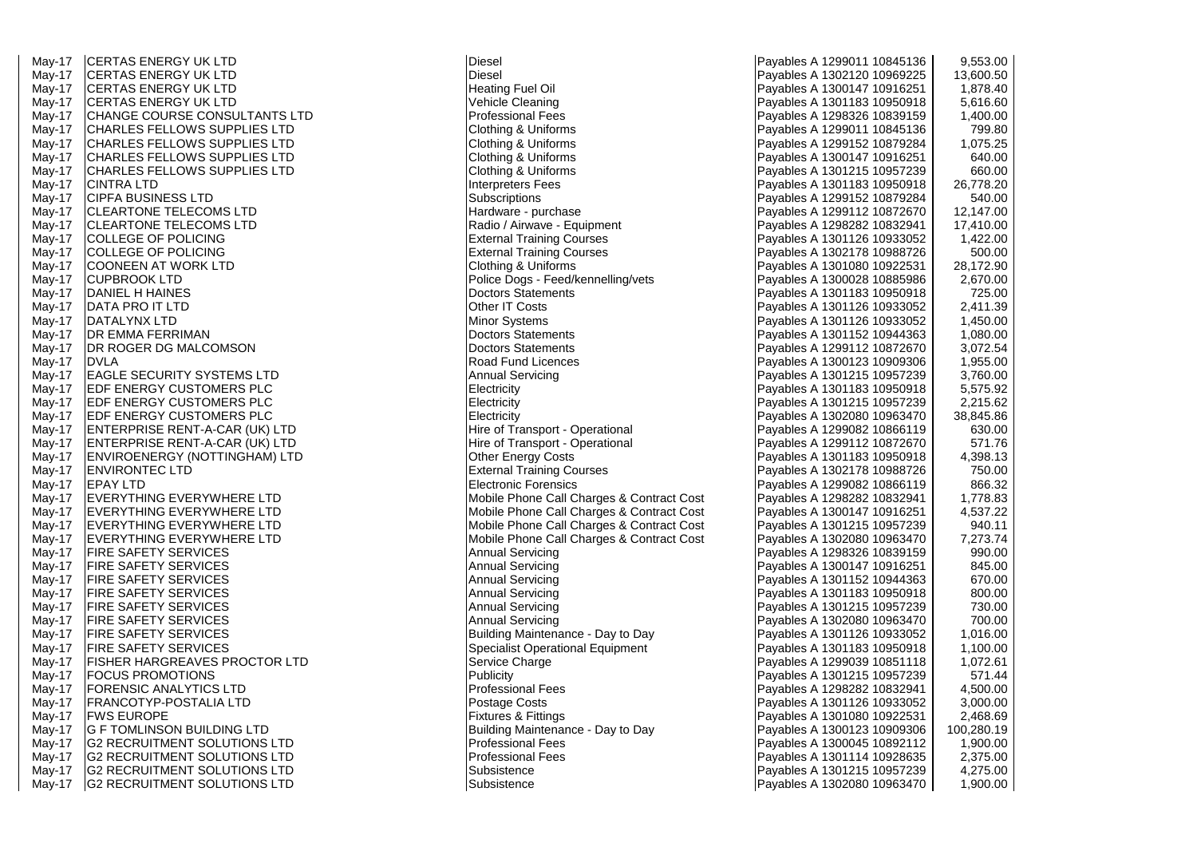| | | | | |
|---|---|---|---|---|
| May-17 | CERTAS ENERGY UK LTD | Diesel | Payables A 1299011 10845136 | 9,553.00 |
| May-17 | CERTAS ENERGY UK LTD | Diesel | Payables A 1302120 10969225 | 13,600.50 |
| May-17 | CERTAS ENERGY UK LTD | Heating Fuel Oil | Payables A 1300147 10916251 | 1,878.40 |
| May-17 | CERTAS ENERGY UK LTD | Vehicle Cleaning | Payables A 1301183 10950918 | 5,616.60 |
| May-17 | CHANGE COURSE CONSULTANTS LTD | Professional Fees | Payables A 1298326 10839159 | 1,400.00 |
| May-17 | CHARLES FELLOWS SUPPLIES LTD | Clothing & Uniforms | Payables A 1299011 10845136 | 799.80 |
| May-17 | CHARLES FELLOWS SUPPLIES LTD | Clothing & Uniforms | Payables A 1299152 10879284 | 1,075.25 |
| May-17 | CHARLES FELLOWS SUPPLIES LTD | Clothing & Uniforms | Payables A 1300147 10916251 | 640.00 |
| May-17 | CHARLES FELLOWS SUPPLIES LTD | Clothing & Uniforms | Payables A 1301215 10957239 | 660.00 |
| May-17 | CINTRA LTD | Interpreters Fees | Payables A 1301183 10950918 | 26,778.20 |
| May-17 | CIPFA BUSINESS LTD | Subscriptions | Payables A 1299152 10879284 | 540.00 |
| May-17 | CLEARTONE TELECOMS LTD | Hardware - purchase | Payables A 1299112 10872670 | 12,147.00 |
| May-17 | CLEARTONE TELECOMS LTD | Radio / Airwave - Equipment | Payables A 1298282 10832941 | 17,410.00 |
| May-17 | COLLEGE OF POLICING | External Training Courses | Payables A 1301126 10933052 | 1,422.00 |
| May-17 | COLLEGE OF POLICING | External Training Courses | Payables A 1302178 10988726 | 500.00 |
| May-17 | COONEEN AT WORK LTD | Clothing & Uniforms | Payables A 1301080 10922531 | 28,172.90 |
| May-17 | CUPBROOK LTD | Police Dogs - Feed/kennelling/vets | Payables A 1300028 10885986 | 2,670.00 |
| May-17 | DANIEL H HAINES | Doctors Statements | Payables A 1301183 10950918 | 725.00 |
| May-17 | DATA PRO IT LTD | Other IT Costs | Payables A 1301126 10933052 | 2,411.39 |
| May-17 | DATALYNX LTD | Minor Systems | Payables A 1301126 10933052 | 1,450.00 |
| May-17 | DR EMMA FERRIMAN | Doctors Statements | Payables A 1301152 10944363 | 1,080.00 |
| May-17 | DR ROGER DG MALCOMSON | Doctors Statements | Payables A 1299112 10872670 | 3,072.54 |
| May-17 | DVLA | Road Fund Licences | Payables A 1300123 10909306 | 1,955.00 |
| May-17 | EAGLE SECURITY SYSTEMS LTD | Annual Servicing | Payables A 1301215 10957239 | 3,760.00 |
| May-17 | EDF ENERGY CUSTOMERS PLC | Electricity | Payables A 1301183 10950918 | 5,575.92 |
| May-17 | EDF ENERGY CUSTOMERS PLC | Electricity | Payables A 1301215 10957239 | 2,215.62 |
| May-17 | EDF ENERGY CUSTOMERS PLC | Electricity | Payables A 1302080 10963470 | 38,845.86 |
| May-17 | ENTERPRISE RENT-A-CAR (UK) LTD | Hire of Transport - Operational | Payables A 1299082 10866119 | 630.00 |
| May-17 | ENTERPRISE RENT-A-CAR (UK) LTD | Hire of Transport - Operational | Payables A 1299112 10872670 | 571.76 |
| May-17 | ENVIROENERGY (NOTTINGHAM) LTD | Other Energy Costs | Payables A 1301183 10950918 | 4,398.13 |
| May-17 | ENVIRONTEC LTD | External Training Courses | Payables A 1302178 10988726 | 750.00 |
| May-17 | EPAY LTD | Electronic Forensics | Payables A 1299082 10866119 | 866.32 |
| May-17 | EVERYTHING EVERYWHERE LTD | Mobile Phone Call Charges & Contract Cost | Payables A 1298282 10832941 | 1,778.83 |
| May-17 | EVERYTHING EVERYWHERE LTD | Mobile Phone Call Charges & Contract Cost | Payables A 1300147 10916251 | 4,537.22 |
| May-17 | EVERYTHING EVERYWHERE LTD | Mobile Phone Call Charges & Contract Cost | Payables A 1301215 10957239 | 940.11 |
| May-17 | EVERYTHING EVERYWHERE LTD | Mobile Phone Call Charges & Contract Cost | Payables A 1302080 10963470 | 7,273.74 |
| May-17 | FIRE SAFETY SERVICES | Annual Servicing | Payables A 1298326 10839159 | 990.00 |
| May-17 | FIRE SAFETY SERVICES | Annual Servicing | Payables A 1300147 10916251 | 845.00 |
| May-17 | FIRE SAFETY SERVICES | Annual Servicing | Payables A 1301152 10944363 | 670.00 |
| May-17 | FIRE SAFETY SERVICES | Annual Servicing | Payables A 1301183 10950918 | 800.00 |
| May-17 | FIRE SAFETY SERVICES | Annual Servicing | Payables A 1301215 10957239 | 730.00 |
| May-17 | FIRE SAFETY SERVICES | Annual Servicing | Payables A 1302080 10963470 | 700.00 |
| May-17 | FIRE SAFETY SERVICES | Building Maintenance - Day to Day | Payables A 1301126 10933052 | 1,016.00 |
| May-17 | FIRE SAFETY SERVICES | Specialist Operational Equipment | Payables A 1301183 10950918 | 1,100.00 |
| May-17 | FISHER HARGREAVES PROCTOR LTD | Service Charge | Payables A 1299039 10851118 | 1,072.61 |
| May-17 | FOCUS PROMOTIONS | Publicity | Payables A 1301215 10957239 | 571.44 |
| May-17 | FORENSIC ANALYTICS LTD | Professional Fees | Payables A 1298282 10832941 | 4,500.00 |
| May-17 | FRANCOTYP-POSTALIA LTD | Postage Costs | Payables A 1301126 10933052 | 3,000.00 |
| May-17 | FWS EUROPE | Fixtures & Fittings | Payables A 1301080 10922531 | 2,468.69 |
| May-17 | G F TOMLINSON BUILDING LTD | Building Maintenance - Day to Day | Payables A 1300123 10909306 | 100,280.19 |
| May-17 | G2 RECRUITMENT SOLUTIONS LTD | Professional Fees | Payables A 1300045 10892112 | 1,900.00 |
| May-17 | G2 RECRUITMENT SOLUTIONS LTD | Professional Fees | Payables A 1301114 10928635 | 2,375.00 |
| May-17 | G2 RECRUITMENT SOLUTIONS LTD | Subsistence | Payables A 1301215 10957239 | 4,275.00 |
| May-17 | G2 RECRUITMENT SOLUTIONS LTD | Subsistence | Payables A 1302080 10963470 | 1,900.00 |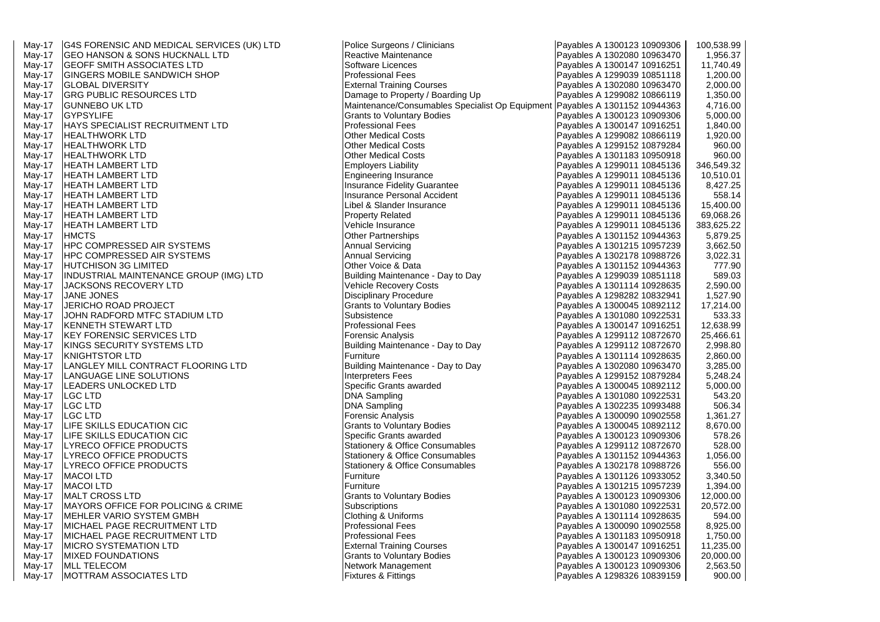| | | | | |
|---|---|---|---|---|
| May-17 | G4S FORENSIC AND MEDICAL SERVICES (UK) LTD | Police Surgeons / Clinicians | Payables A 1300123 10909306 | 100,538.99 |
| May-17 | GEO HANSON & SONS HUCKNALL LTD | Reactive Maintenance | Payables A 1302080 10963470 | 1,956.37 |
| May-17 | GEOFF SMITH ASSOCIATES LTD | Software Licences | Payables A 1300147 10916251 | 11,740.49 |
| May-17 | GINGERS MOBILE SANDWICH SHOP | Professional Fees | Payables A 1299039 10851118 | 1,200.00 |
| May-17 | GLOBAL DIVERSITY | External Training Courses | Payables A 1302080 10963470 | 2,000.00 |
| May-17 | GRG PUBLIC RESOURCES LTD | Damage to Property / Boarding Up | Payables A 1299082 10866119 | 1,350.00 |
| May-17 | GUNNEBO UK LTD | Maintenance/Consumables Specialist Op Equipment | Payables A 1301152 10944363 | 4,716.00 |
| May-17 | GYPSYLIFE | Grants to Voluntary Bodies | Payables A 1300123 10909306 | 5,000.00 |
| May-17 | HAYS SPECIALIST RECRUITMENT LTD | Professional Fees | Payables A 1300147 10916251 | 1,840.00 |
| May-17 | HEALTHWORK LTD | Other Medical Costs | Payables A 1299082 10866119 | 1,920.00 |
| May-17 | HEALTHWORK LTD | Other Medical Costs | Payables A 1299152 10879284 | 960.00 |
| May-17 | HEALTHWORK LTD | Other Medical Costs | Payables A 1301183 10950918 | 960.00 |
| May-17 | HEATH LAMBERT LTD | Employers Liability | Payables A 1299011 10845136 | 346,549.32 |
| May-17 | HEATH LAMBERT LTD | Engineering Insurance | Payables A 1299011 10845136 | 10,510.01 |
| May-17 | HEATH LAMBERT LTD | Insurance Fidelity Guarantee | Payables A 1299011 10845136 | 8,427.25 |
| May-17 | HEATH LAMBERT LTD | Insurance Personal Accident | Payables A 1299011 10845136 | 558.14 |
| May-17 | HEATH LAMBERT LTD | Libel & Slander Insurance | Payables A 1299011 10845136 | 15,400.00 |
| May-17 | HEATH LAMBERT LTD | Property Related | Payables A 1299011 10845136 | 69,068.26 |
| May-17 | HEATH LAMBERT LTD | Vehicle Insurance | Payables A 1299011 10845136 | 383,625.22 |
| May-17 | HMCTS | Other Partnerships | Payables A 1301152 10944363 | 5,879.25 |
| May-17 | HPC COMPRESSED AIR SYSTEMS | Annual Servicing | Payables A 1301215 10957239 | 3,662.50 |
| May-17 | HPC COMPRESSED AIR SYSTEMS | Annual Servicing | Payables A 1302178 10988726 | 3,022.31 |
| May-17 | HUTCHISON 3G LIMITED | Other Voice & Data | Payables A 1301152 10944363 | 777.90 |
| May-17 | INDUSTRIAL MAINTENANCE GROUP (IMG) LTD | Building Maintenance - Day to Day | Payables A 1299039 10851118 | 589.03 |
| May-17 | JACKSONS RECOVERY LTD | Vehicle Recovery Costs | Payables A 1301114 10928635 | 2,590.00 |
| May-17 | JANE JONES | Disciplinary Procedure | Payables A 1298282 10832941 | 1,527.90 |
| May-17 | JERICHO ROAD PROJECT | Grants to Voluntary Bodies | Payables A 1300045 10892112 | 17,214.00 |
| May-17 | JOHN RADFORD MTFC STADIUM LTD | Subsistence | Payables A 1301080 10922531 | 533.33 |
| May-17 | KENNETH STEWART LTD | Professional Fees | Payables A 1300147 10916251 | 12,638.99 |
| May-17 | KEY FORENSIC SERVICES LTD | Forensic Analysis | Payables A 1299112 10872670 | 25,466.61 |
| May-17 | KINGS SECURITY SYSTEMS LTD | Building Maintenance - Day to Day | Payables A 1299112 10872670 | 2,998.80 |
| May-17 | KNIGHTSTOR LTD | Furniture | Payables A 1301114 10928635 | 2,860.00 |
| May-17 | LANGLEY MILL CONTRACT FLOORING LTD | Building Maintenance - Day to Day | Payables A 1302080 10963470 | 3,285.00 |
| May-17 | LANGUAGE LINE SOLUTIONS | Interpreters Fees | Payables A 1299152 10879284 | 5,248.24 |
| May-17 | LEADERS UNLOCKED LTD | Specific Grants awarded | Payables A 1300045 10892112 | 5,000.00 |
| May-17 | LGC LTD | DNA Sampling | Payables A 1301080 10922531 | 543.20 |
| May-17 | LGC LTD | DNA Sampling | Payables A 1302235 10993488 | 506.34 |
| May-17 | LGC LTD | Forensic Analysis | Payables A 1300090 10902558 | 1,361.27 |
| May-17 | LIFE SKILLS EDUCATION CIC | Grants to Voluntary Bodies | Payables A 1300045 10892112 | 8,670.00 |
| May-17 | LIFE SKILLS EDUCATION CIC | Specific Grants awarded | Payables A 1300123 10909306 | 578.26 |
| May-17 | LYRECO OFFICE PRODUCTS | Stationery & Office Consumables | Payables A 1299112 10872670 | 528.00 |
| May-17 | LYRECO OFFICE PRODUCTS | Stationery & Office Consumables | Payables A 1301152 10944363 | 1,056.00 |
| May-17 | LYRECO OFFICE PRODUCTS | Stationery & Office Consumables | Payables A 1302178 10988726 | 556.00 |
| May-17 | MACOI LTD | Furniture | Payables A 1301126 10933052 | 3,340.50 |
| May-17 | MACOI LTD | Furniture | Payables A 1301215 10957239 | 1,394.00 |
| May-17 | MALT CROSS LTD | Grants to Voluntary Bodies | Payables A 1300123 10909306 | 12,000.00 |
| May-17 | MAYORS OFFICE FOR POLICING & CRIME | Subscriptions | Payables A 1301080 10922531 | 20,572.00 |
| May-17 | MEHLER VARIO SYSTEM GMBH | Clothing & Uniforms | Payables A 1301114 10928635 | 594.00 |
| May-17 | MICHAEL PAGE RECRUITMENT LTD | Professional Fees | Payables A 1300090 10902558 | 8,925.00 |
| May-17 | MICHAEL PAGE RECRUITMENT LTD | Professional Fees | Payables A 1301183 10950918 | 1,750.00 |
| May-17 | MICRO SYSTEMATION LTD | External Training Courses | Payables A 1300147 10916251 | 11,235.00 |
| May-17 | MIXED FOUNDATIONS | Grants to Voluntary Bodies | Payables A 1300123 10909306 | 20,000.00 |
| May-17 | MLL TELECOM | Network Management | Payables A 1300123 10909306 | 2,563.50 |
| May-17 | MOTTRAM ASSOCIATES LTD | Fixtures & Fittings | Payables A 1298326 10839159 | 900.00 |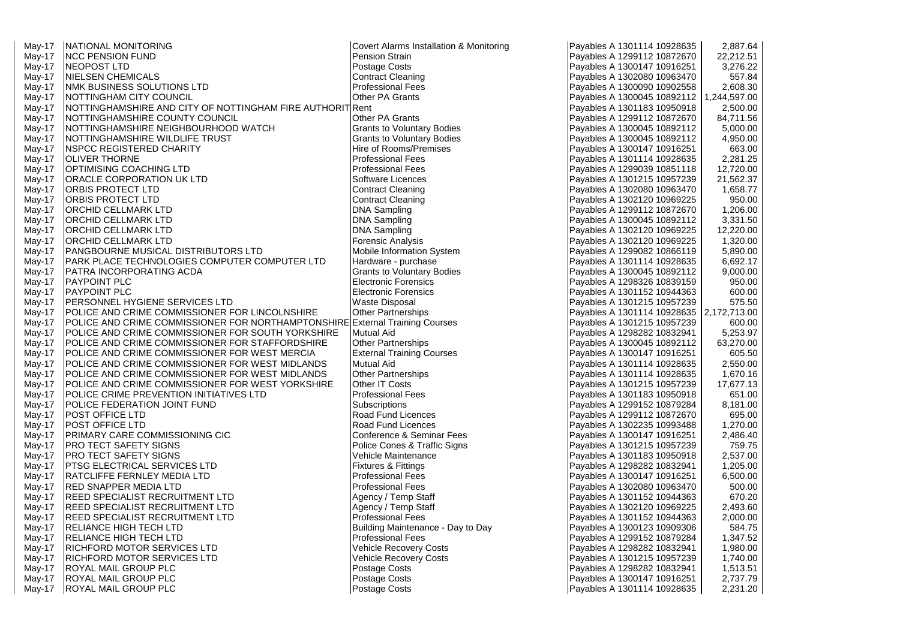| | | | | |
|---|---|---|---|---|
| May-17 | NATIONAL MONITORING | Covert Alarms Installation & Monitoring | Payables A 1301114 10928635 | 2,887.64 |
| May-17 | NCC PENSION FUND | Pension Strain | Payables A 1299112 10872670 | 22,212.51 |
| May-17 | NEOPOST LTD | Postage Costs | Payables A 1300147 10916251 | 3,276.22 |
| May-17 | NIELSEN CHEMICALS | Contract Cleaning | Payables A 1302080 10963470 | 557.84 |
| May-17 | NMK BUSINESS SOLUTIONS LTD | Professional Fees | Payables A 1300090 10902558 | 2,608.30 |
| May-17 | NOTTINGHAM CITY COUNCIL | Other PA Grants | Payables A 1300045 10892112 | 1,244,597.00 |
| May-17 | NOTTINGHAMSHIRE AND CITY OF NOTTINGHAM FIRE AUTHORIT | Rent | Payables A 1301183 10950918 | 2,500.00 |
| May-17 | NOTTINGHAMSHIRE COUNTY COUNCIL | Other PA Grants | Payables A 1299112 10872670 | 84,711.56 |
| May-17 | NOTTINGHAMSHIRE NEIGHBOURHOOD WATCH | Grants to Voluntary Bodies | Payables A 1300045 10892112 | 5,000.00 |
| May-17 | NOTTINGHAMSHIRE WILDLIFE TRUST | Grants to Voluntary Bodies | Payables A 1300045 10892112 | 4,950.00 |
| May-17 | NSPCC REGISTERED CHARITY | Hire of Rooms/Premises | Payables A 1300147 10916251 | 663.00 |
| May-17 | OLIVER THORNE | Professional Fees | Payables A 1301114 10928635 | 2,281.25 |
| May-17 | OPTIMISING COACHING LTD | Professional Fees | Payables A 1299039 10851118 | 12,720.00 |
| May-17 | ORACLE CORPORATION UK LTD | Software Licences | Payables A 1301215 10957239 | 21,562.37 |
| May-17 | ORBIS PROTECT LTD | Contract Cleaning | Payables A 1302080 10963470 | 1,658.77 |
| May-17 | ORBIS PROTECT LTD | Contract Cleaning | Payables A 1302120 10969225 | 950.00 |
| May-17 | ORCHID CELLMARK LTD | DNA Sampling | Payables A 1299112 10872670 | 1,206.00 |
| May-17 | ORCHID CELLMARK LTD | DNA Sampling | Payables A 1300045 10892112 | 3,331.50 |
| May-17 | ORCHID CELLMARK LTD | DNA Sampling | Payables A 1302120 10969225 | 12,220.00 |
| May-17 | ORCHID CELLMARK LTD | Forensic Analysis | Payables A 1302120 10969225 | 1,320.00 |
| May-17 | PANGBOURNE MUSICAL DISTRIBUTORS LTD | Mobile Information System | Payables A 1299082 10866119 | 5,890.00 |
| May-17 | PARK PLACE TECHNOLOGIES COMPUTER COMPUTER LTD | Hardware - purchase | Payables A 1301114 10928635 | 6,692.17 |
| May-17 | PATRA INCORPORATING ACDA | Grants to Voluntary Bodies | Payables A 1300045 10892112 | 9,000.00 |
| May-17 | PAYPOINT PLC | Electronic Forensics | Payables A 1298326 10839159 | 950.00 |
| May-17 | PAYPOINT PLC | Electronic Forensics | Payables A 1301152 10944363 | 600.00 |
| May-17 | PERSONNEL HYGIENE SERVICES LTD | Waste Disposal | Payables A 1301215 10957239 | 575.50 |
| May-17 | POLICE AND CRIME COMMISSIONER FOR LINCOLNSHIRE | Other Partnerships | Payables A 1301114 10928635 | 2,172,713.00 |
| May-17 | POLICE AND CRIME COMMISSIONER FOR NORTHAMPTONSHIRE | External Training Courses | Payables A 1301215 10957239 | 600.00 |
| May-17 | POLICE AND CRIME COMMISSIONER FOR SOUTH YORKSHIRE | Mutual Aid | Payables A 1298282 10832941 | 5,253.97 |
| May-17 | POLICE AND CRIME COMMISSIONER FOR STAFFORDSHIRE | Other Partnerships | Payables A 1300045 10892112 | 63,270.00 |
| May-17 | POLICE AND CRIME COMMISSIONER FOR WEST MERCIA | External Training Courses | Payables A 1300147 10916251 | 605.50 |
| May-17 | POLICE AND CRIME COMMISSIONER FOR WEST MIDLANDS | Mutual Aid | Payables A 1301114 10928635 | 2,550.00 |
| May-17 | POLICE AND CRIME COMMISSIONER FOR WEST MIDLANDS | Other Partnerships | Payables A 1301114 10928635 | 1,670.16 |
| May-17 | POLICE AND CRIME COMMISSIONER FOR WEST YORKSHIRE | Other IT Costs | Payables A 1301215 10957239 | 17,677.13 |
| May-17 | POLICE CRIME PREVENTION INITIATIVES LTD | Professional Fees | Payables A 1301183 10950918 | 651.00 |
| May-17 | POLICE FEDERATION JOINT FUND | Subscriptions | Payables A 1299152 10879284 | 8,181.00 |
| May-17 | POST OFFICE LTD | Road Fund Licences | Payables A 1299112 10872670 | 695.00 |
| May-17 | POST OFFICE LTD | Road Fund Licences | Payables A 1302235 10993488 | 1,270.00 |
| May-17 | PRIMARY CARE COMMISSIONING CIC | Conference & Seminar Fees | Payables A 1300147 10916251 | 2,486.40 |
| May-17 | PRO TECT SAFETY SIGNS | Police Cones & Traffic Signs | Payables A 1301215 10957239 | 759.75 |
| May-17 | PRO TECT SAFETY SIGNS | Vehicle Maintenance | Payables A 1301183 10950918 | 2,537.00 |
| May-17 | PTSG ELECTRICAL SERVICES LTD | Fixtures & Fittings | Payables A 1298282 10832941 | 1,205.00 |
| May-17 | RATCLIFFE FERNLEY MEDIA LTD | Professional Fees | Payables A 1300147 10916251 | 6,500.00 |
| May-17 | RED SNAPPER MEDIA LTD | Professional Fees | Payables A 1302080 10963470 | 500.00 |
| May-17 | REED SPECIALIST RECRUITMENT LTD | Agency / Temp Staff | Payables A 1301152 10944363 | 670.20 |
| May-17 | REED SPECIALIST RECRUITMENT LTD | Agency / Temp Staff | Payables A 1302120 10969225 | 2,493.60 |
| May-17 | REED SPECIALIST RECRUITMENT LTD | Professional Fees | Payables A 1301152 10944363 | 2,000.00 |
| May-17 | RELIANCE HIGH TECH LTD | Building Maintenance - Day to Day | Payables A 1300123 10909306 | 584.75 |
| May-17 | RELIANCE HIGH TECH LTD | Professional Fees | Payables A 1299152 10879284 | 1,347.52 |
| May-17 | RICHFORD MOTOR SERVICES LTD | Vehicle Recovery Costs | Payables A 1298282 10832941 | 1,980.00 |
| May-17 | RICHFORD MOTOR SERVICES LTD | Vehicle Recovery Costs | Payables A 1301215 10957239 | 1,740.00 |
| May-17 | ROYAL MAIL GROUP PLC | Postage Costs | Payables A 1298282 10832941 | 1,513.51 |
| May-17 | ROYAL MAIL GROUP PLC | Postage Costs | Payables A 1300147 10916251 | 2,737.79 |
| May-17 | ROYAL MAIL GROUP PLC | Postage Costs | Payables A 1301114 10928635 | 2,231.20 |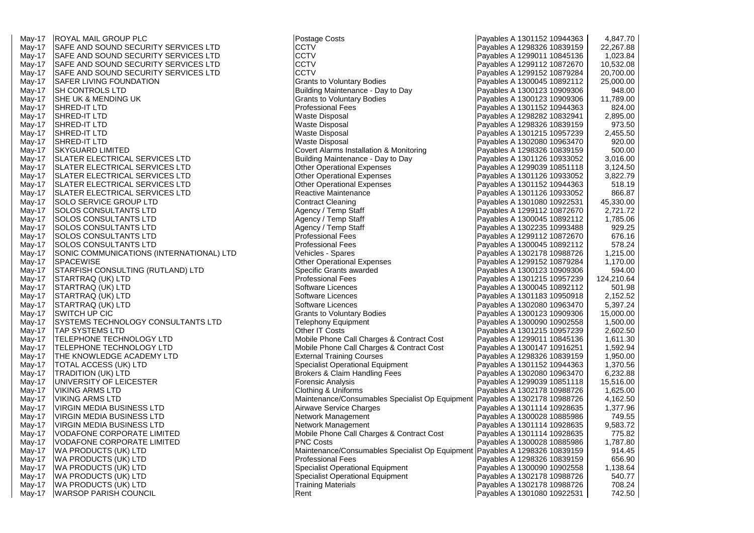| | | | | |
|---|---|---|---|---|
| May-17 | ROYAL MAIL GROUP PLC | Postage Costs | Payables A 1301152 10944363 | 4,847.70 |
| May-17 | SAFE AND SOUND SECURITY SERVICES LTD | CCTV | Payables A 1298326 10839159 | 22,267.88 |
| May-17 | SAFE AND SOUND SECURITY SERVICES LTD | CCTV | Payables A 1299011 10845136 | 1,023.84 |
| May-17 | SAFE AND SOUND SECURITY SERVICES LTD | CCTV | Payables A 1299112 10872670 | 10,532.08 |
| May-17 | SAFE AND SOUND SECURITY SERVICES LTD | CCTV | Payables A 1299152 10879284 | 20,700.00 |
| May-17 | SAFER LIVING FOUNDATION | Grants to Voluntary Bodies | Payables A 1300045 10892112 | 25,000.00 |
| May-17 | SH CONTROLS LTD | Building Maintenance - Day to Day | Payables A 1300123 10909306 | 948.00 |
| May-17 | SHE UK & MENDING UK | Grants to Voluntary Bodies | Payables A 1300123 10909306 | 11,789.00 |
| May-17 | SHRED-IT LTD | Professional Fees | Payables A 1301152 10944363 | 824.00 |
| May-17 | SHRED-IT LTD | Waste Disposal | Payables A 1298282 10832941 | 2,895.00 |
| May-17 | SHRED-IT LTD | Waste Disposal | Payables A 1298326 10839159 | 973.50 |
| May-17 | SHRED-IT LTD | Waste Disposal | Payables A 1301215 10957239 | 2,455.50 |
| May-17 | SHRED-IT LTD | Waste Disposal | Payables A 1302080 10963470 | 920.00 |
| May-17 | SKYGUARD LIMITED | Covert Alarms Installation & Monitoring | Payables A 1298326 10839159 | 500.00 |
| May-17 | SLATER ELECTRICAL SERVICES LTD | Building Maintenance - Day to Day | Payables A 1301126 10933052 | 3,016.00 |
| May-17 | SLATER ELECTRICAL SERVICES LTD | Other Operational Expenses | Payables A 1299039 10851118 | 3,124.50 |
| May-17 | SLATER ELECTRICAL SERVICES LTD | Other Operational Expenses | Payables A 1301126 10933052 | 3,822.79 |
| May-17 | SLATER ELECTRICAL SERVICES LTD | Other Operational Expenses | Payables A 1301152 10944363 | 518.19 |
| May-17 | SLATER ELECTRICAL SERVICES LTD | Reactive Maintenance | Payables A 1301126 10933052 | 866.87 |
| May-17 | SOLO SERVICE GROUP LTD | Contract Cleaning | Payables A 1301080 10922531 | 45,330.00 |
| May-17 | SOLOS CONSULTANTS LTD | Agency / Temp Staff | Payables A 1299112 10872670 | 2,721.72 |
| May-17 | SOLOS CONSULTANTS LTD | Agency / Temp Staff | Payables A 1300045 10892112 | 1,785.06 |
| May-17 | SOLOS CONSULTANTS LTD | Agency / Temp Staff | Payables A 1302235 10993488 | 929.25 |
| May-17 | SOLOS CONSULTANTS LTD | Professional Fees | Payables A 1299112 10872670 | 676.16 |
| May-17 | SOLOS CONSULTANTS LTD | Professional Fees | Payables A 1300045 10892112 | 578.24 |
| May-17 | SONIC COMMUNICATIONS (INTERNATIONAL) LTD | Vehicles - Spares | Payables A 1302178 10988726 | 1,215.00 |
| May-17 | SPACEWISE | Other Operational Expenses | Payables A 1299152 10879284 | 1,170.00 |
| May-17 | STARFISH CONSULTING (RUTLAND) LTD | Specific Grants awarded | Payables A 1300123 10909306 | 594.00 |
| May-17 | STARTRAQ (UK) LTD | Professional Fees | Payables A 1301215 10957239 | 124,210.64 |
| May-17 | STARTRAQ (UK) LTD | Software Licences | Payables A 1300045 10892112 | 501.98 |
| May-17 | STARTRAQ (UK) LTD | Software Licences | Payables A 1301183 10950918 | 2,152.52 |
| May-17 | STARTRAQ (UK) LTD | Software Licences | Payables A 1302080 10963470 | 5,397.24 |
| May-17 | SWITCH UP CIC | Grants to Voluntary Bodies | Payables A 1300123 10909306 | 15,000.00 |
| May-17 | SYSTEMS TECHNOLOGY CONSULTANTS LTD | Telephony Equipment | Payables A 1300090 10902558 | 1,500.00 |
| May-17 | TAP SYSTEMS LTD | Other IT Costs | Payables A 1301215 10957239 | 2,602.50 |
| May-17 | TELEPHONE TECHNOLOGY LTD | Mobile Phone Call Charges & Contract Cost | Payables A 1299011 10845136 | 1,611.30 |
| May-17 | TELEPHONE TECHNOLOGY LTD | Mobile Phone Call Charges & Contract Cost | Payables A 1300147 10916251 | 1,592.94 |
| May-17 | THE KNOWLEDGE ACADEMY LTD | External Training Courses | Payables A 1298326 10839159 | 1,950.00 |
| May-17 | TOTAL ACCESS (UK) LTD | Specialist Operational Equipment | Payables A 1301152 10944363 | 1,370.56 |
| May-17 | TRADITION (UK) LTD | Brokers & Claim Handling Fees | Payables A 1302080 10963470 | 6,232.88 |
| May-17 | UNIVERSITY OF LEICESTER | Forensic Analysis | Payables A 1299039 10851118 | 15,516.00 |
| May-17 | VIKING ARMS LTD | Clothing & Uniforms | Payables A 1302178 10988726 | 1,625.00 |
| May-17 | VIKING ARMS LTD | Maintenance/Consumables Specialist Op Equipment | Payables A 1302178 10988726 | 4,162.50 |
| May-17 | VIRGIN MEDIA BUSINESS LTD | Airwave Service Charges | Payables A 1301114 10928635 | 1,377.96 |
| May-17 | VIRGIN MEDIA BUSINESS LTD | Network Management | Payables A 1300028 10885986 | 749.55 |
| May-17 | VIRGIN MEDIA BUSINESS LTD | Network Management | Payables A 1301114 10928635 | 9,583.72 |
| May-17 | VODAFONE CORPORATE LIMITED | Mobile Phone Call Charges & Contract Cost | Payables A 1301114 10928635 | 775.82 |
| May-17 | VODAFONE CORPORATE LIMITED | PNC Costs | Payables A 1300028 10885986 | 1,787.80 |
| May-17 | WA PRODUCTS (UK) LTD | Maintenance/Consumables Specialist Op Equipment | Payables A 1298326 10839159 | 914.45 |
| May-17 | WA PRODUCTS (UK) LTD | Professional Fees | Payables A 1298326 10839159 | 656.90 |
| May-17 | WA PRODUCTS (UK) LTD | Specialist Operational Equipment | Payables A 1300090 10902558 | 1,138.64 |
| May-17 | WA PRODUCTS (UK) LTD | Specialist Operational Equipment | Payables A 1302178 10988726 | 540.77 |
| May-17 | WA PRODUCTS (UK) LTD | Training Materials | Payables A 1302178 10988726 | 708.24 |
| May-17 | WARSOP PARISH COUNCIL | Rent | Payables A 1301080 10922531 | 742.50 |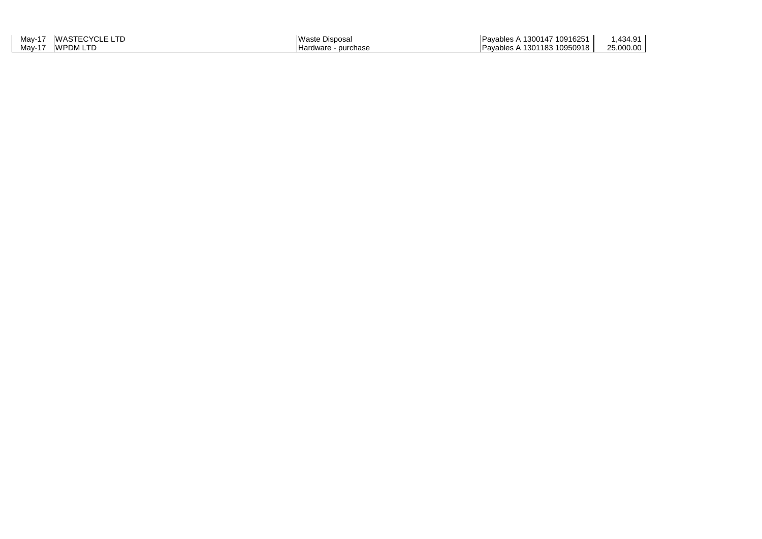| | | | | |
|---|---|---|---|---|
| May-17 | WASTECYCLE LTD | Waste Disposal | Payables A 1300147 10916251 | 1,434.91 |
| May-17 | WPDM LTD | Hardware - purchase | Payables A 1301183 10950918 | 25,000.00 |